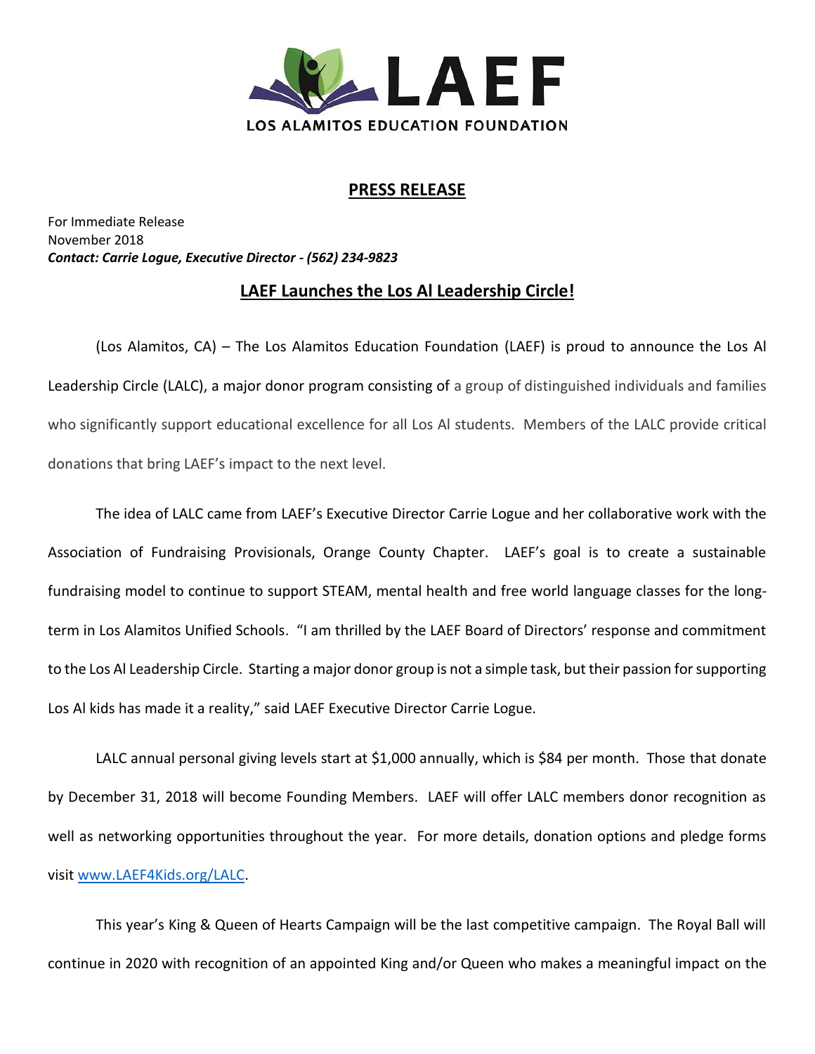LAEF

LOS ALAMITOS EDUCATION FOUNDATION

## PRESS RELEASE

For Immediate Release
November 2018
***Contact: Carrie Logue, Executive Director - (562) 234-9823***

## LAEF Launches the Los Al Leadership Circle!

(Los Alamitos, CA) – The Los Alamitos Education Foundation (LAEF) is proud to announce the Los Al Leadership Circle (LALC), a major donor program consisting of a group of distinguished individuals and families who significantly support educational excellence for all Los Al students. Members of the LALC provide critical donations that bring LAEF's impact to the next level.

The idea of LALC came from LAEF's Executive Director Carrie Logue and her collaborative work with the Association of Fundraising Provisionals, Orange County Chapter. LAEF's goal is to create a sustainable fundraising model to continue to support STEAM, mental health and free world language classes for the long-term in Los Alamitos Unified Schools. "I am thrilled by the LAEF Board of Directors' response and commitment to the Los Al Leadership Circle. Starting a major donor group is not a simple task, but their passion for supporting Los Al kids has made it a reality," said LAEF Executive Director Carrie Logue.

LALC annual personal giving levels start at $1,000 annually, which is $84 per month. Those that donate by December 31, 2018 will become Founding Members. LAEF will offer LALC members donor recognition as well as networking opportunities throughout the year. For more details, donation options and pledge forms visit www.LAEF4Kids.org/LALC.

This year's King & Queen of Hearts Campaign will be the last competitive campaign. The Royal Ball will continue in 2020 with recognition of an appointed King and/or Queen who makes a meaningful impact on the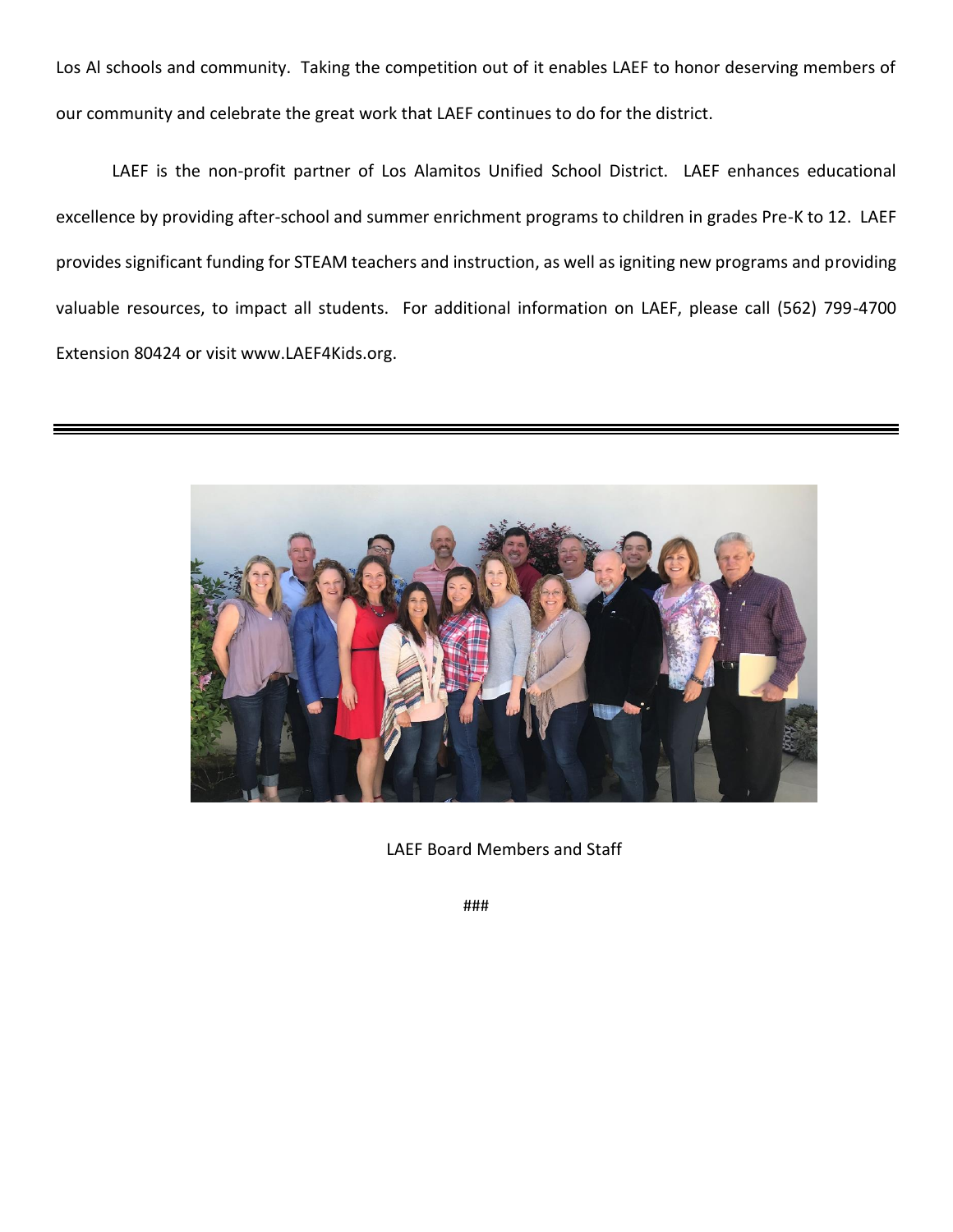Los Al schools and community. Taking the competition out of it enables LAEF to honor deserving members of our community and celebrate the great work that LAEF continues to do for the district.

LAEF is the non-profit partner of Los Alamitos Unified School District. LAEF enhances educational excellence by providing after-school and summer enrichment programs to children in grades Pre-K to 12. LAEF provides significant funding for STEAM teachers and instruction, as well as igniting new programs and providing valuable resources, to impact all students. For additional information on LAEF, please call (562) 799-4700 Extension 80424 or visit www.LAEF4Kids.org.

---

LAEF Board Members and Staff

###